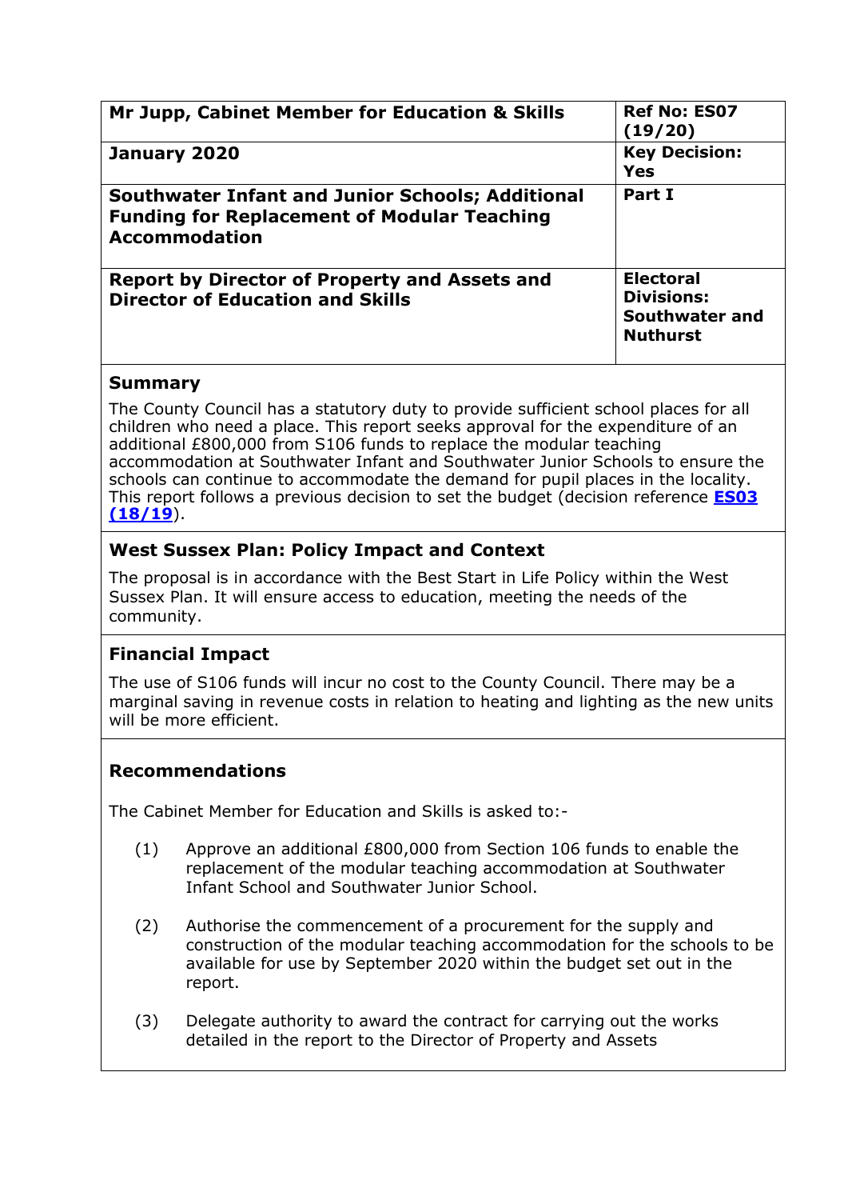| **Mr Jupp, Cabinet Member for Education & Skills** | **Ref No: ES07 (19/20)** |
| --- | --- |
| **January 2020** | **Key Decision: Yes** |
| **Southwater Infant and Junior Schools; Additional Funding for Replacement of Modular Teaching Accommodation** | **Part I** |
| **Report by Director of Property and Assets and Director of Education and Skills** | **Electoral Divisions: Southwater and Nuthurst** |

## Summary

The County Council has a statutory duty to provide sufficient school places for all children who need a place. This report seeks approval for the expenditure of an additional £800,000 from S106 funds to replace the modular teaching accommodation at Southwater Infant and Southwater Junior Schools to ensure the schools can continue to accommodate the demand for pupil places in the locality. This report follows a previous decision to set the budget (decision reference **ES03 (18/19)**).

## West Sussex Plan: Policy Impact and Context

The proposal is in accordance with the Best Start in Life Policy within the West Sussex Plan. It will ensure access to education, meeting the needs of the community.

## Financial Impact

The use of S106 funds will incur no cost to the County Council. There may be a marginal saving in revenue costs in relation to heating and lighting as the new units will be more efficient.

## Recommendations

The Cabinet Member for Education and Skills is asked to:-

(1) Approve an additional £800,000 from Section 106 funds to enable the replacement of the modular teaching accommodation at Southwater Infant School and Southwater Junior School.

(2) Authorise the commencement of a procurement for the supply and construction of the modular teaching accommodation for the schools to be available for use by September 2020 within the budget set out in the report.

(3) Delegate authority to award the contract for carrying out the works detailed in the report to the Director of Property and Assets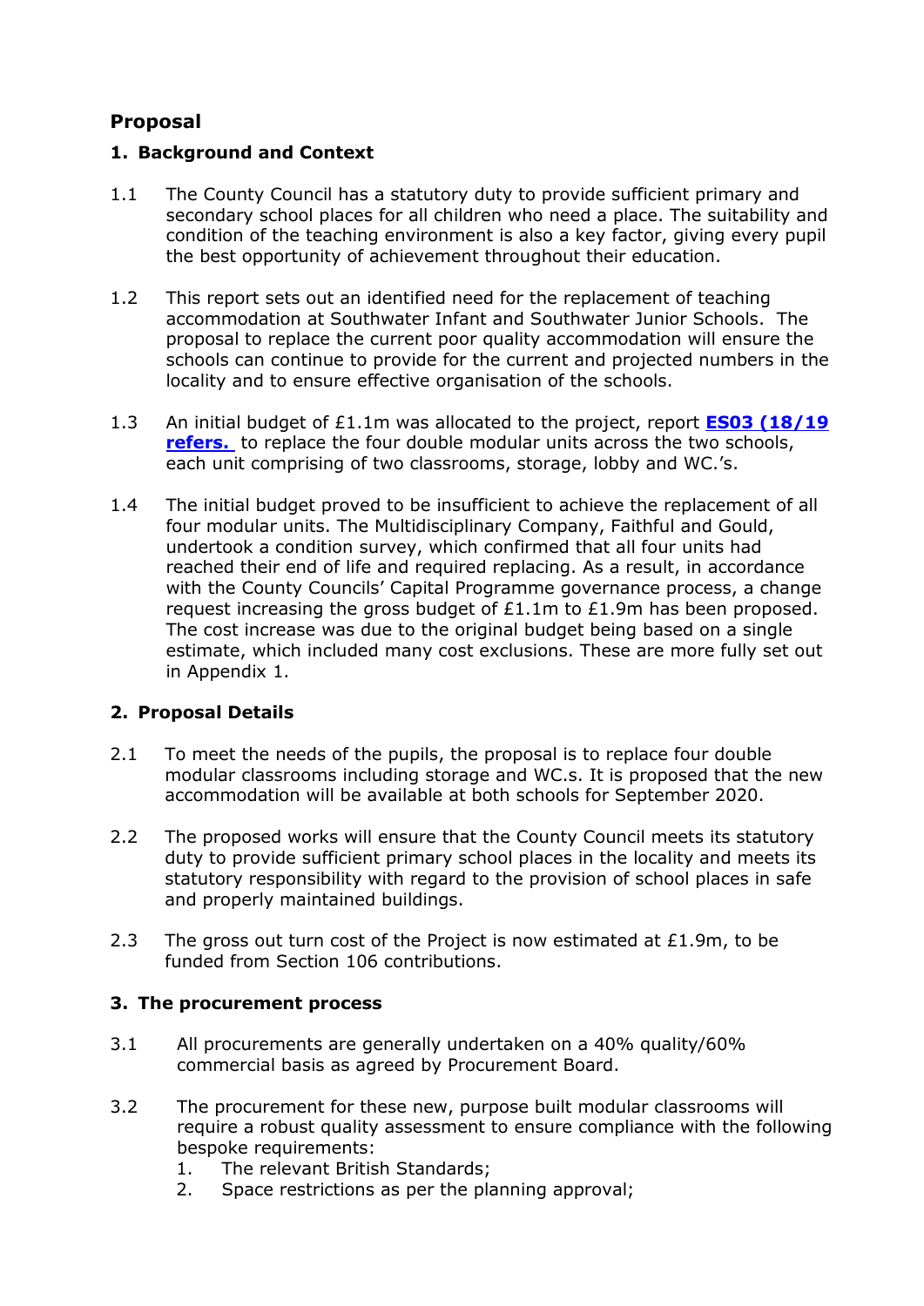## Proposal

### 1. Background and Context

1.1 The County Council has a statutory duty to provide sufficient primary and secondary school places for all children who need a place. The suitability and condition of the teaching environment is also a key factor, giving every pupil the best opportunity of achievement throughout their education.

1.2 This report sets out an identified need for the replacement of teaching accommodation at Southwater Infant and Southwater Junior Schools. The proposal to replace the current poor quality accommodation will ensure the schools can continue to provide for the current and projected numbers in the locality and to ensure effective organisation of the schools.

1.3 An initial budget of £1.1m was allocated to the project, report **ES03 (18/19 refers.** to replace the four double modular units across the two schools, each unit comprising of two classrooms, storage, lobby and WC.'s.

1.4 The initial budget proved to be insufficient to achieve the replacement of all four modular units. The Multidisciplinary Company, Faithful and Gould, undertook a condition survey, which confirmed that all four units had reached their end of life and required replacing. As a result, in accordance with the County Councils' Capital Programme governance process, a change request increasing the gross budget of £1.1m to £1.9m has been proposed. The cost increase was due to the original budget being based on a single estimate, which included many cost exclusions. These are more fully set out in Appendix 1.

### 2. Proposal Details

2.1 To meet the needs of the pupils, the proposal is to replace four double modular classrooms including storage and WC.s. It is proposed that the new accommodation will be available at both schools for September 2020.

2.2 The proposed works will ensure that the County Council meets its statutory duty to provide sufficient primary school places in the locality and meets its statutory responsibility with regard to the provision of school places in safe and properly maintained buildings.

2.3 The gross out turn cost of the Project is now estimated at £1.9m, to be funded from Section 106 contributions.

### 3. The procurement process

3.1 All procurements are generally undertaken on a 40% quality/60% commercial basis as agreed by Procurement Board.

3.2 The procurement for these new, purpose built modular classrooms will require a robust quality assessment to ensure compliance with the following bespoke requirements:

1. The relevant British Standards;
2. Space restrictions as per the planning approval;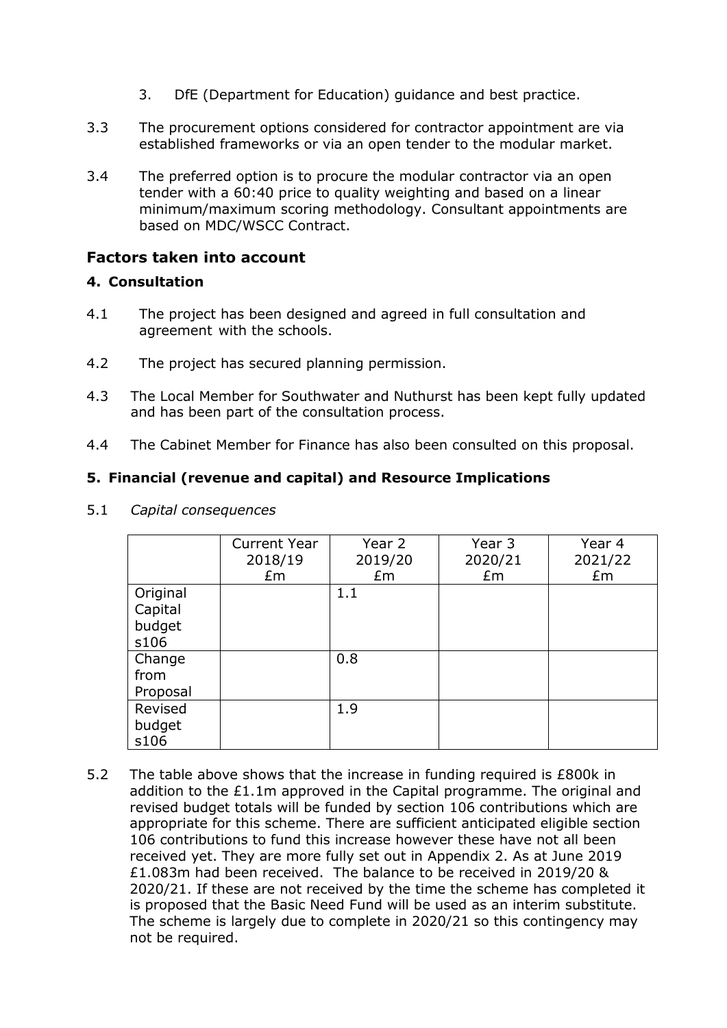3. DfE (Department for Education) guidance and best practice.

3.3 The procurement options considered for contractor appointment are via established frameworks or via an open tender to the modular market.

3.4 The preferred option is to procure the modular contractor via an open tender with a 60:40 price to quality weighting and based on a linear minimum/maximum scoring methodology. Consultant appointments are based on MDC/WSCC Contract.

## Factors taken into account

### 4. Consultation

4.1 The project has been designed and agreed in full consultation and agreement with the schools.

4.2 The project has secured planning permission.

4.3 The Local Member for Southwater and Nuthurst has been kept fully updated and has been part of the consultation process.

4.4 The Cabinet Member for Finance has also been consulted on this proposal.

### 5. Financial (revenue and capital) and Resource Implications

5.1 *Capital consequences*

| | Current Year 2018/19 £m | Year 2 2019/20 £m | Year 3 2020/21 £m | Year 4 2021/22 £m |
|---|---|---|---|---|
| Original Capital budget s106 | | 1.1 | | |
| Change from Proposal | | 0.8 | | |
| Revised budget s106 | | 1.9 | | |

5.2 The table above shows that the increase in funding required is £800k in addition to the £1.1m approved in the Capital programme. The original and revised budget totals will be funded by section 106 contributions which are appropriate for this scheme. There are sufficient anticipated eligible section 106 contributions to fund this increase however these have not all been received yet. They are more fully set out in Appendix 2. As at June 2019 £1.083m had been received. The balance to be received in 2019/20 & 2020/21. If these are not received by the time the scheme has completed it is proposed that the Basic Need Fund will be used as an interim substitute. The scheme is largely due to complete in 2020/21 so this contingency may not be required.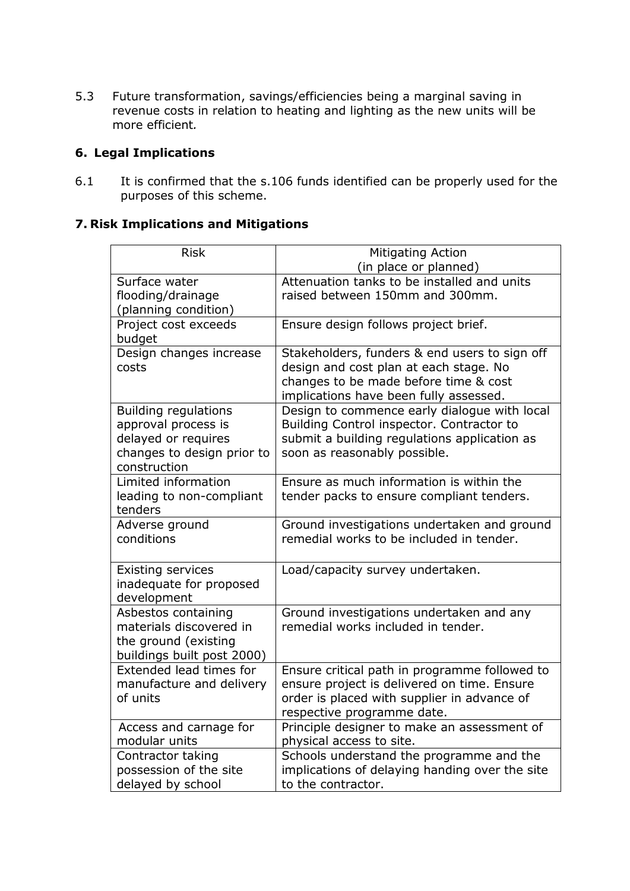5.3 Future transformation, savings/efficiencies being a marginal saving in revenue costs in relation to heating and lighting as the new units will be more efficient.

## 6. Legal Implications

6.1 It is confirmed that the s.106 funds identified can be properly used for the purposes of this scheme.

## 7. Risk Implications and Mitigations

| Risk | Mitigating Action (in place or planned) |
|---|---|
| Surface water flooding/drainage (planning condition) | Attenuation tanks to be installed and units raised between 150mm and 300mm. |
| Project cost exceeds budget | Ensure design follows project brief. |
| Design changes increase costs | Stakeholders, funders & end users to sign off design and cost plan at each stage. No changes to be made before time & cost implications have been fully assessed. |
| Building regulations approval process is delayed or requires changes to design prior to construction | Design to commence early dialogue with local Building Control inspector. Contractor to submit a building regulations application as soon as reasonably possible. |
| Limited information leading to non-compliant tenders | Ensure as much information is within the tender packs to ensure compliant tenders. |
| Adverse ground conditions | Ground investigations undertaken and ground remedial works to be included in tender. |
| Existing services inadequate for proposed development | Load/capacity survey undertaken. |
| Asbestos containing materials discovered in the ground (existing buildings built post 2000) | Ground investigations undertaken and any remedial works included in tender. |
| Extended lead times for manufacture and delivery of units | Ensure critical path in programme followed to ensure project is delivered on time. Ensure order is placed with supplier in advance of respective programme date. |
| Access and carnage for modular units | Principle designer to make an assessment of physical access to site. |
| Contractor taking possession of the site delayed by school | Schools understand the programme and the implications of delaying handing over the site to the contractor. |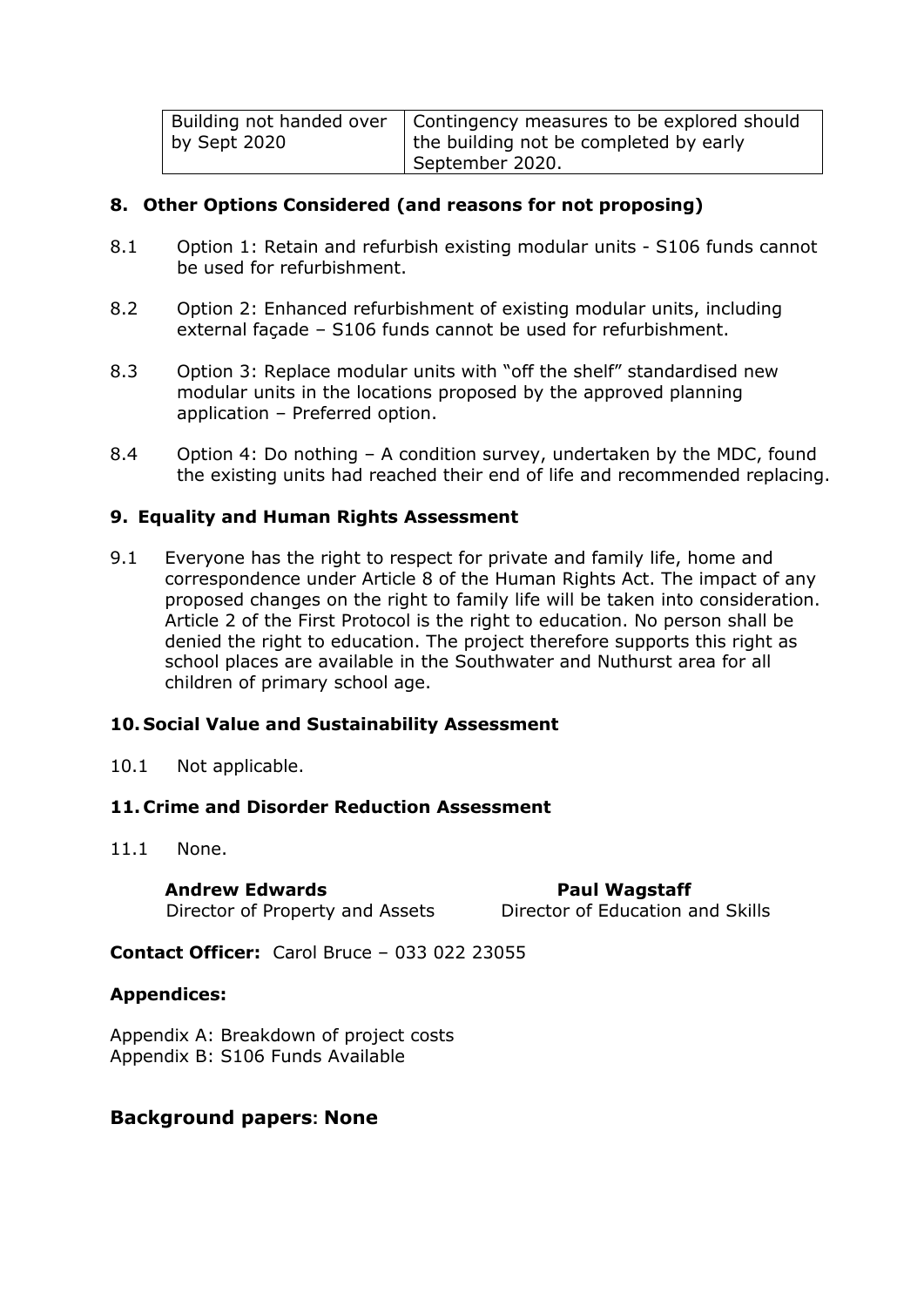| Building not handed over by Sept 2020 | Contingency measures to be explored should the building not be completed by early September 2020. |
|---|---|

## 8. Other Options Considered (and reasons for not proposing)

8.1 Option 1: Retain and refurbish existing modular units - S106 funds cannot be used for refurbishment.

8.2 Option 2: Enhanced refurbishment of existing modular units, including external façade – S106 funds cannot be used for refurbishment.

8.3 Option 3: Replace modular units with "off the shelf" standardised new modular units in the locations proposed by the approved planning application – Preferred option.

8.4 Option 4: Do nothing – A condition survey, undertaken by the MDC, found the existing units had reached their end of life and recommended replacing.

## 9. Equality and Human Rights Assessment

9.1 Everyone has the right to respect for private and family life, home and correspondence under Article 8 of the Human Rights Act. The impact of any proposed changes on the right to family life will be taken into consideration. Article 2 of the First Protocol is the right to education. No person shall be denied the right to education. The project therefore supports this right as school places are available in the Southwater and Nuthurst area for all children of primary school age.

## 10. Social Value and Sustainability Assessment

10.1 Not applicable.

## 11. Crime and Disorder Reduction Assessment

11.1 None.

**Andrew Edwards**
Director of Property and Assets

**Paul Wagstaff**
Director of Education and Skills

**Contact Officer:** Carol Bruce – 033 022 23055

**Appendices:**

Appendix A: Breakdown of project costs
Appendix B: S106 Funds Available

## Background papers: None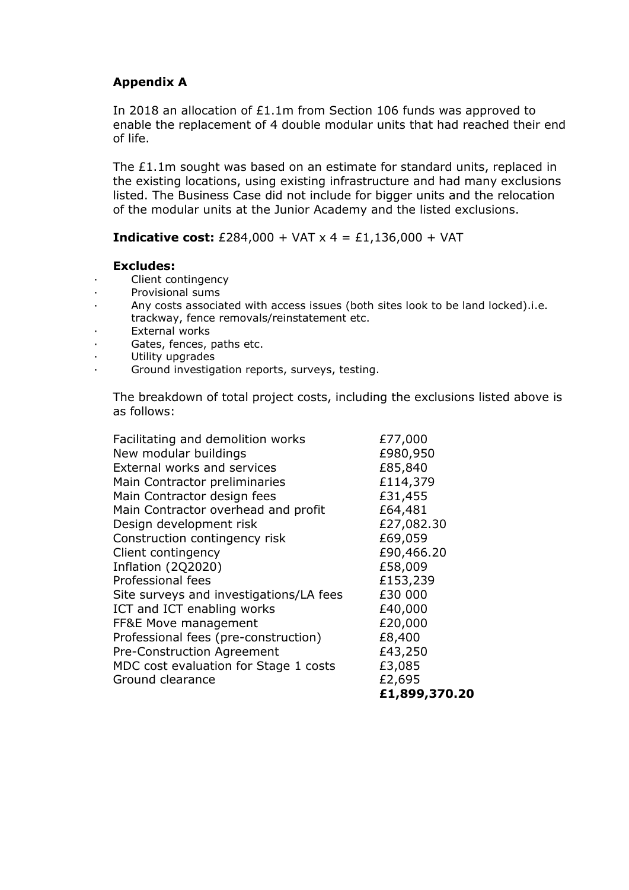**Appendix A**

In 2018 an allocation of £1.1m from Section 106 funds was approved to enable the replacement of 4 double modular units that had reached their end of life.

The £1.1m sought was based on an estimate for standard units, replaced in the existing locations, using existing infrastructure and had many exclusions listed. The Business Case did not include for bigger units and the relocation of the modular units at the Junior Academy and the listed exclusions.

**Indicative cost:** £284,000 + VAT x 4 = £1,136,000 + VAT

**Excludes:**

- Client contingency
- Provisional sums
- Any costs associated with access issues (both sites look to be land locked).i.e. trackway, fence removals/reinstatement etc.
- External works
- Gates, fences, paths etc.
- Utility upgrades
- Ground investigation reports, surveys, testing.

The breakdown of total project costs, including the exclusions listed above is as follows:

| | |
|---|---|
| Facilitating and demolition works | £77,000 |
| New modular buildings | £980,950 |
| External works and services | £85,840 |
| Main Contractor preliminaries | £114,379 |
| Main Contractor design fees | £31,455 |
| Main Contractor overhead and profit | £64,481 |
| Design development risk | £27,082.30 |
| Construction contingency risk | £69,059 |
| Client contingency | £90,466.20 |
| Inflation (2Q2020) | £58,009 |
| Professional fees | £153,239 |
| Site surveys and investigations/LA fees | £30 000 |
| ICT and ICT enabling works | £40,000 |
| FF&E Move management | £20,000 |
| Professional fees (pre-construction) | £8,400 |
| Pre-Construction Agreement | £43,250 |
| MDC cost evaluation for Stage 1 costs | £3,085 |
| Ground clearance | £2,695 |
| | **£1,899,370.20** |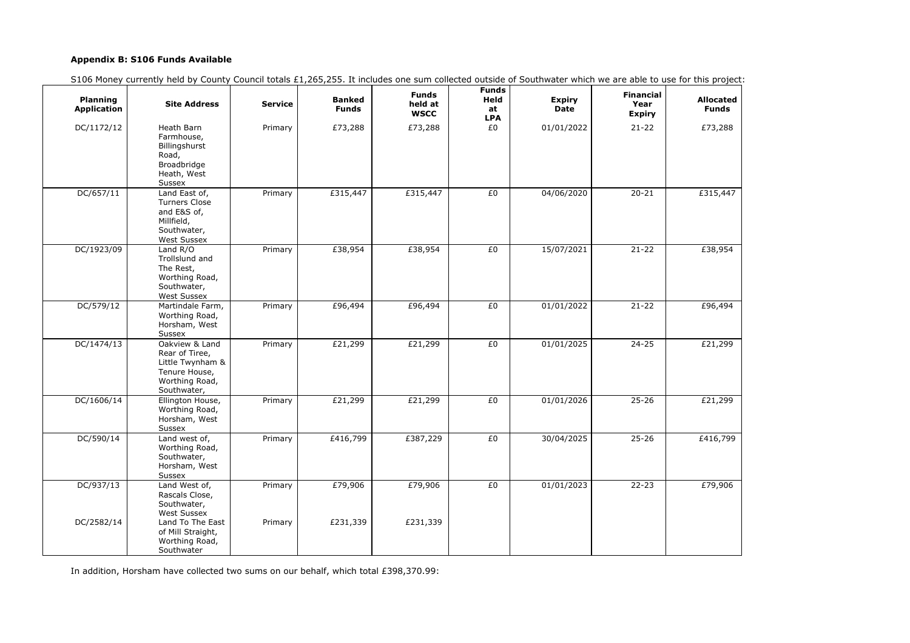**Appendix B: S106 Funds Available**

S106 Money currently held by County Council totals £1,265,255. It includes one sum collected outside of Southwater which we are able to use for this project:

| Planning Application | Site Address | Service | Banked Funds | Funds held at WSCC | Funds Held at LPA | Expiry Date | Financial Year Expiry | Allocated Funds |
|---|---|---|---|---|---|---|---|---|
| DC/1172/12 | Heath Barn Farmhouse, Billingshurst Road, Broadbridge Heath, West Sussex | Primary | £73,288 | £73,288 | £0 | 01/01/2022 | 21-22 | £73,288 |
| DC/657/11 | Land East of, Turners Close and E&S of, Millfield, Southwater, West Sussex | Primary | £315,447 | £315,447 | £0 | 04/06/2020 | 20-21 | £315,447 |
| DC/1923/09 | Land R/O Trollslund and The Rest, Worthing Road, Southwater, West Sussex | Primary | £38,954 | £38,954 | £0 | 15/07/2021 | 21-22 | £38,954 |
| DC/579/12 | Martindale Farm, Worthing Road, Horsham, West Sussex | Primary | £96,494 | £96,494 | £0 | 01/01/2022 | 21-22 | £96,494 |
| DC/1474/13 | Oakview & Land Rear of Tiree, Little Twynham & Tenure House, Worthing Road, Southwater, | Primary | £21,299 | £21,299 | £0 | 01/01/2025 | 24-25 | £21,299 |
| DC/1606/14 | Ellington House, Worthing Road, Horsham, West Sussex | Primary | £21,299 | £21,299 | £0 | 01/01/2026 | 25-26 | £21,299 |
| DC/590/14 | Land west of, Worthing Road, Southwater, Horsham, West Sussex | Primary | £416,799 | £387,229 | £0 | 30/04/2025 | 25-26 | £416,799 |
| DC/937/13 | Land West of, Rascals Close, Southwater, West Sussex | Primary | £79,906 | £79,906 | £0 | 01/01/2023 | 22-23 | £79,906 |
| DC/2582/14 | Land To The East of Mill Straight, Worthing Road, Southwater | Primary | £231,339 | £231,339 | | | | |

In addition, Horsham have collected two sums on our behalf, which total £398,370.99: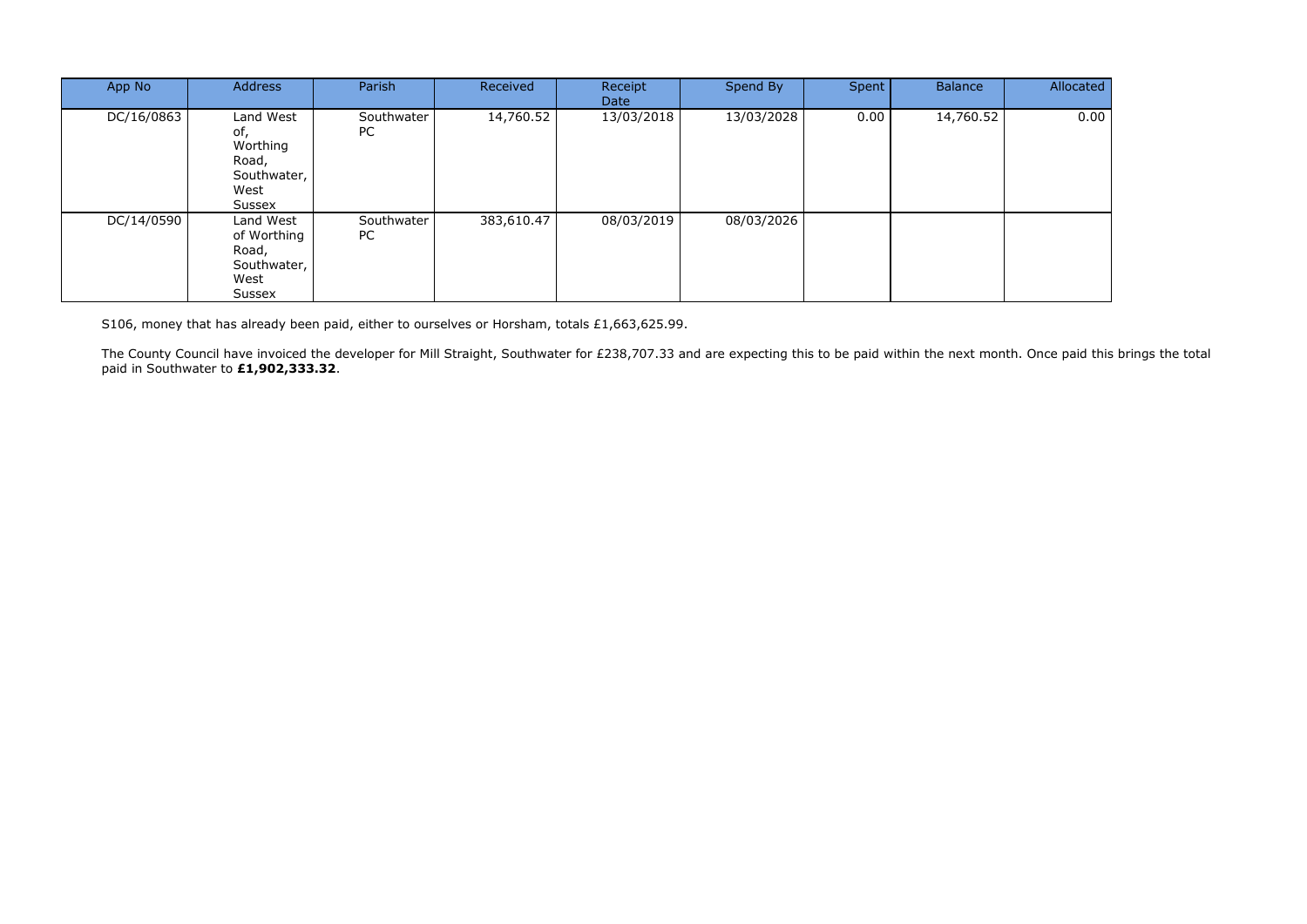| App No | Address | Parish | Received | Receipt Date | Spend By | Spent | Balance | Allocated |
|---|---|---|---|---|---|---|---|---|
| DC/16/0863 | Land West of, Worthing Road, Southwater, West Sussex | Southwater PC | 14,760.52 | 13/03/2018 | 13/03/2028 | 0.00 | 14,760.52 | 0.00 |
| DC/14/0590 | Land West of Worthing Road, Southwater, West Sussex | Southwater PC | 383,610.47 | 08/03/2019 | 08/03/2026 | | | |

S106, money that has already been paid, either to ourselves or Horsham, totals £1,663,625.99.

The County Council have invoiced the developer for Mill Straight, Southwater for £238,707.33 and are expecting this to be paid within the next month. Once paid this brings the total paid in Southwater to **£1,902,333.32**.